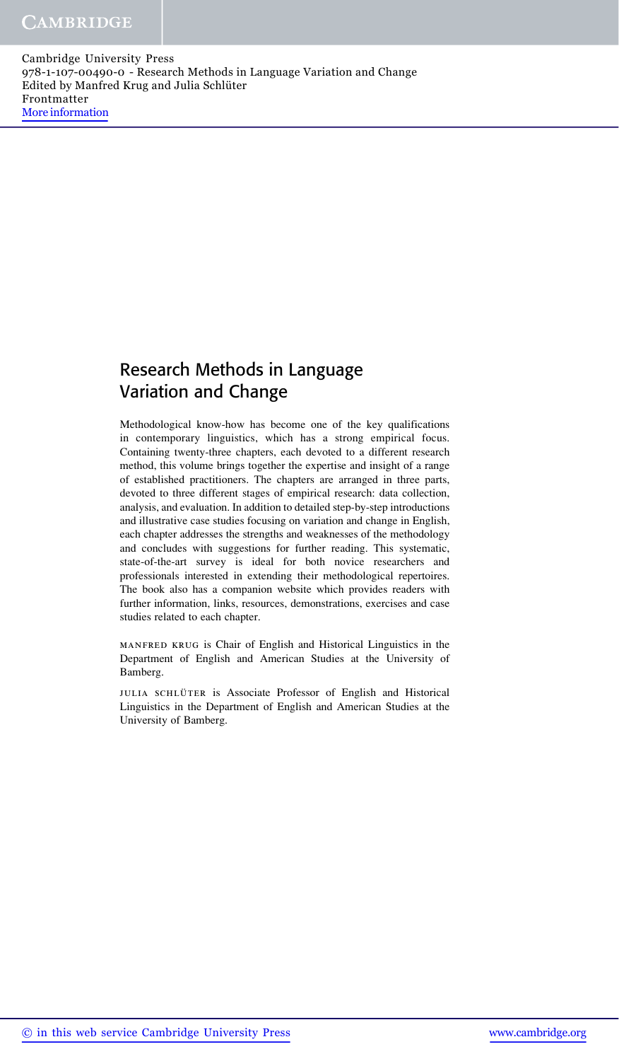# Research Methods in Language Variation and Change

Methodological know-how has become one of the key qualifications in contemporary linguistics, which has a strong empirical focus. Containing twenty-three chapters, each devoted to a different research method, this volume brings together the expertise and insight of a range of established practitioners. The chapters are arranged in three parts, devoted to three different stages of empirical research: data collection, analysis, and evaluation. In addition to detailed step-by-step introductions and illustrative case studies focusing on variation and change in English, each chapter addresses the strengths and weaknesses of the methodology and concludes with suggestions for further reading. This systematic, state-of-the-art survey is ideal for both novice researchers and professionals interested in extending their methodological repertoires. The book also has a companion website which provides readers with further information, links, resources, demonstrations, exercises and case studies related to each chapter.

MANFRED KRUG is Chair of English and Historical Linguistics in the Department of English and American Studies at the University of Bamberg.

JULIA SCHLÜTER is Associate Professor of English and Historical Linguistics in the Department of English and American Studies at the University of Bamberg.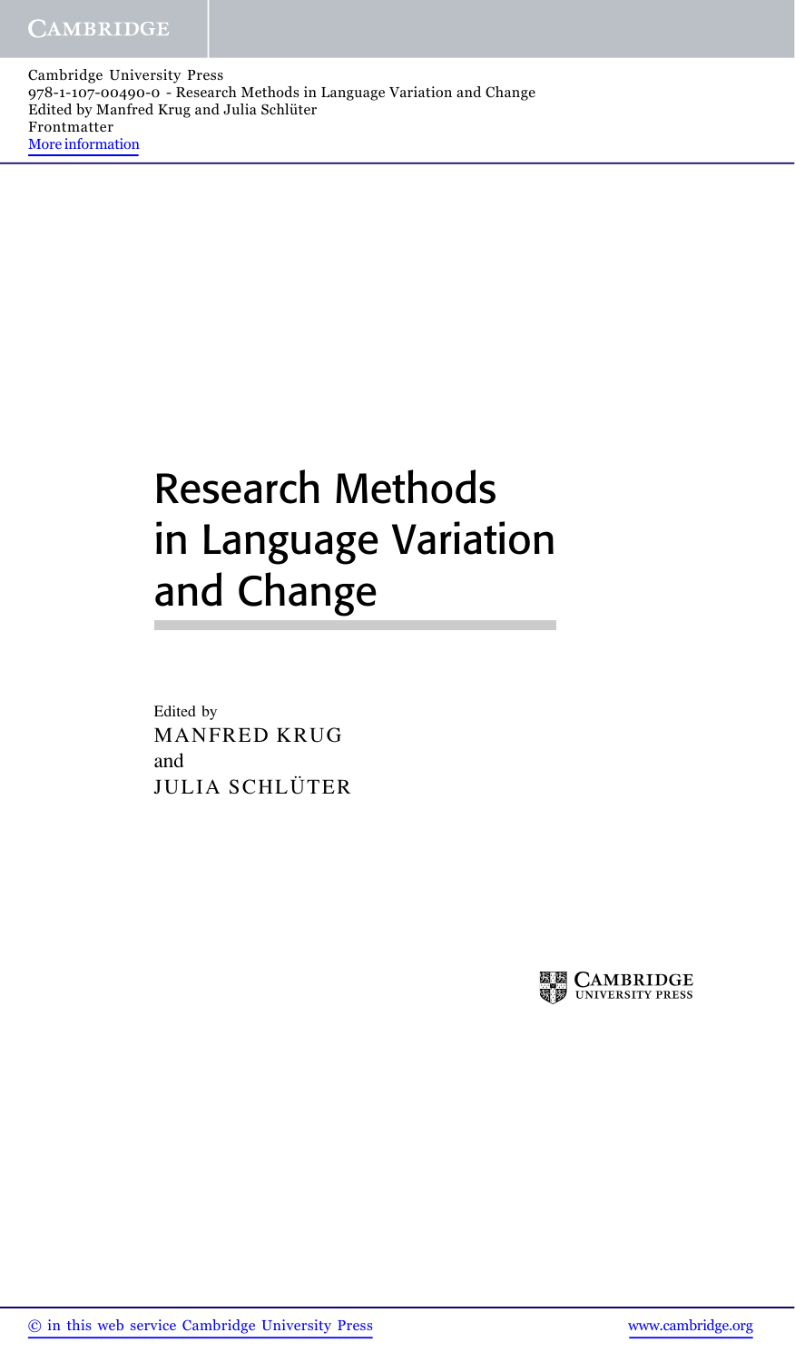# Research Methods in Language Variation and Change

Edited by

MANFRED KRUG

and

JULIA SCHLÜTER

CAMBRIDGE UNIVERSITY PRESS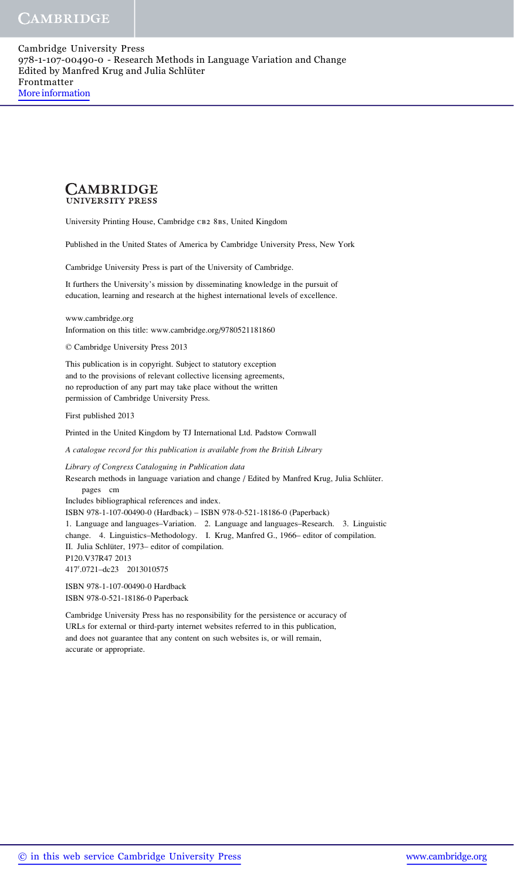CAMBRIDGE
UNIVERSITY PRESS

University Printing House, Cambridge CB2 8BS, United Kingdom

Published in the United States of America by Cambridge University Press, New York

Cambridge University Press is part of the University of Cambridge.

It furthers the University's mission by disseminating knowledge in the pursuit of education, learning and research at the highest international levels of excellence.

www.cambridge.org
Information on this title: www.cambridge.org/9780521181860

© Cambridge University Press 2013

This publication is in copyright. Subject to statutory exception and to the provisions of relevant collective licensing agreements, no reproduction of any part may take place without the written permission of Cambridge University Press.

First published 2013

Printed in the United Kingdom by TJ International Ltd. Padstow Cornwall

*A catalogue record for this publication is available from the British Library*

*Library of Congress Cataloguing in Publication data*
Research methods in language variation and change / Edited by Manfred Krug, Julia Schlüter.
pages cm
Includes bibliographical references and index.
ISBN 978-1-107-00490-0 (Hardback) – ISBN 978-0-521-18186-0 (Paperback)
1. Language and languages–Variation. 2. Language and languages–Research. 3. Linguistic change. 4. Linguistics–Methodology. I. Krug, Manfred G., 1966– editor of compilation. II. Julia Schlüter, 1973– editor of compilation.
P120.V37R47 2013
417′.0721–dc23 2013010575

ISBN 978-1-107-00490-0 Hardback
ISBN 978-0-521-18186-0 Paperback

Cambridge University Press has no responsibility for the persistence or accuracy of URLs for external or third-party internet websites referred to in this publication, and does not guarantee that any content on such websites is, or will remain, accurate or appropriate.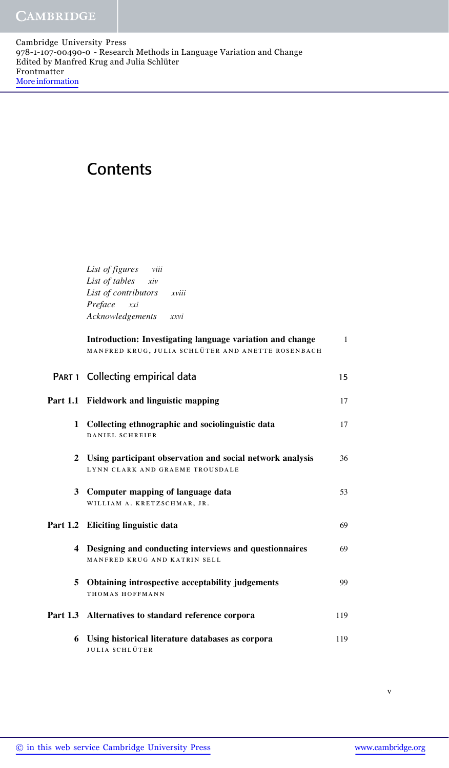# Contents

*List of figures* viii
*List of tables* xiv
*List of contributors* xviii
*Preface* xxi
*Acknowledgements* xxvi

**Introduction: Investigating language variation and change** 1
MANFRED KRUG, JULIA SCHLÜTER AND ANETTE ROSENBACH

## PART 1 Collecting empirical data 15

### Part 1.1 Fieldwork and linguistic mapping 17

**1 Collecting ethnographic and sociolinguistic data** 17
DANIEL SCHREIER

**2 Using participant observation and social network analysis** 36
LYNN CLARK AND GRAEME TROUSDALE

**3 Computer mapping of language data** 53
WILLIAM A. KRETZSCHMAR, JR.

### Part 1.2 Eliciting linguistic data 69

**4 Designing and conducting interviews and questionnaires** 69
MANFRED KRUG AND KATRIN SELL

**5 Obtaining introspective acceptability judgements** 99
THOMAS HOFFMANN

### Part 1.3 Alternatives to standard reference corpora 119

**6 Using historical literature databases as corpora** 119
JULIA SCHLÜTER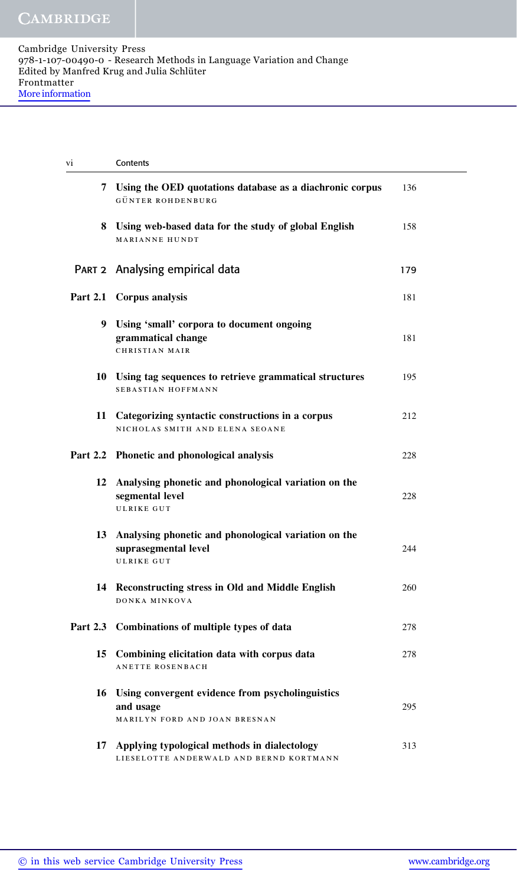| | | |
|---|---|---|
| **7** | **Using the OED quotations database as a diachronic corpus**<br>GÜNTER ROHDENBURG | 136 |
| **8** | **Using web-based data for the study of global English**<br>MARIANNE HUNDT | 158 |
| **PART 2** | **Analysing empirical data** | **179** |
| **Part 2.1** | **Corpus analysis** | 181 |
| **9** | **Using 'small' corpora to document ongoing grammatical change**<br>CHRISTIAN MAIR | 181 |
| **10** | **Using tag sequences to retrieve grammatical structures**<br>SEBASTIAN HOFFMANN | 195 |
| **11** | **Categorizing syntactic constructions in a corpus**<br>NICHOLAS SMITH AND ELENA SEOANE | 212 |
| **Part 2.2** | **Phonetic and phonological analysis** | 228 |
| **12** | **Analysing phonetic and phonological variation on the segmental level**<br>ULRIKE GUT | 228 |
| **13** | **Analysing phonetic and phonological variation on the suprasegmental level**<br>ULRIKE GUT | 244 |
| **14** | **Reconstructing stress in Old and Middle English**<br>DONKA MINKOVA | 260 |
| **Part 2.3** | **Combinations of multiple types of data** | 278 |
| **15** | **Combining elicitation data with corpus data**<br>ANETTE ROSENBACH | 278 |
| **16** | **Using convergent evidence from psycholinguistics and usage**<br>MARILYN FORD AND JOAN BRESNAN | 295 |
| **17** | **Applying typological methods in dialectology**<br>LIESELOTTE ANDERWALD AND BERND KORTMANN | 313 |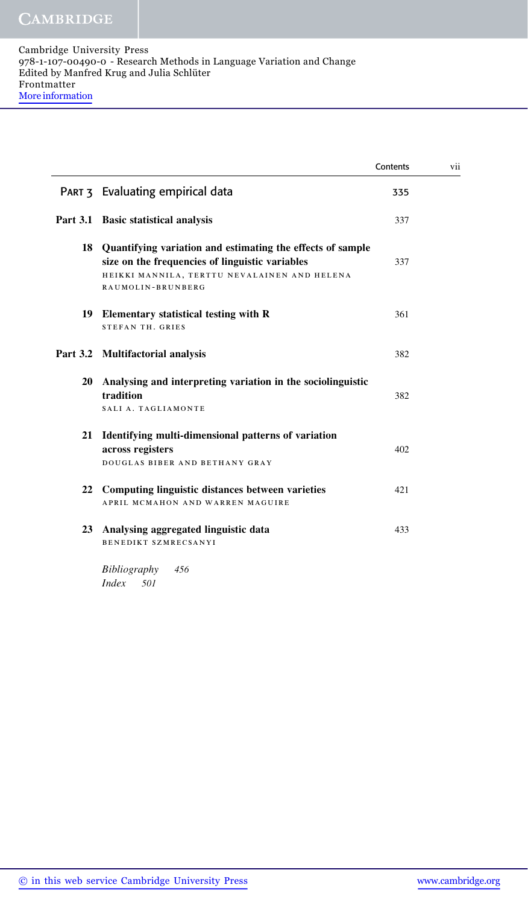| | | |
|---|---|---|
| **PART 3** | **Evaluating empirical data** | 335 |
| **Part 3.1** | **Basic statistical analysis** | 337 |
| **18** | **Quantifying variation and estimating the effects of sample size on the frequencies of linguistic variables**<br>HEIKKI MANNILA, TERTTU NEVALAINEN AND HELENA RAUMOLIN-BRUNBERG | 337 |
| **19** | **Elementary statistical testing with R**<br>STEFAN TH. GRIES | 361 |
| **Part 3.2** | **Multifactorial analysis** | 382 |
| **20** | **Analysing and interpreting variation in the sociolinguistic tradition**<br>SALI A. TAGLIAMONTE | 382 |
| **21** | **Identifying multi-dimensional patterns of variation across registers**<br>DOUGLAS BIBER AND BETHANY GRAY | 402 |
| **22** | **Computing linguistic distances between varieties**<br>APRIL MCMAHON AND WARREN MAGUIRE | 421 |
| **23** | **Analysing aggregated linguistic data**<br>BENEDIKT SZMRECSANYI | 433 |
| | *Bibliography* 456 | |
| | *Index* 501 | |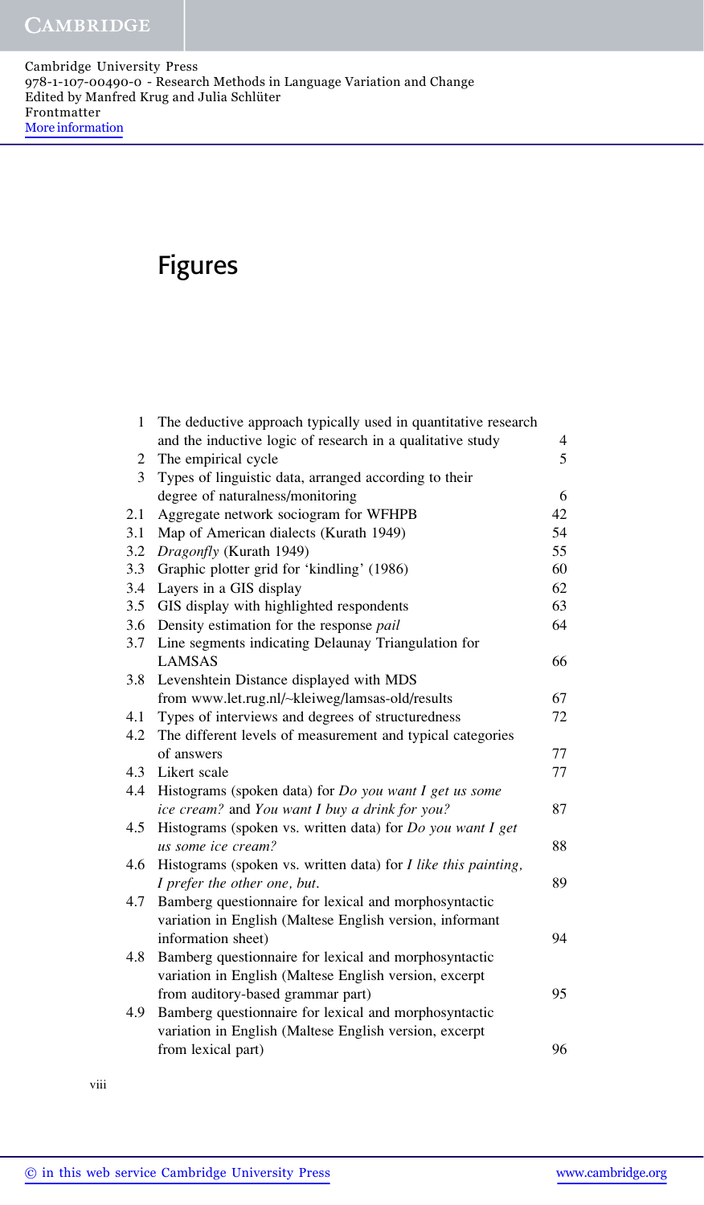# Figures

| | | |
|---|---|---|
| 1 | The deductive approach typically used in quantitative research and the inductive logic of research in a qualitative study | 4 |
| 2 | The empirical cycle | 5 |
| 3 | Types of linguistic data, arranged according to their degree of naturalness/monitoring | 6 |
| 2.1 | Aggregate network sociogram for WFHPB | 42 |
| 3.1 | Map of American dialects (Kurath 1949) | 54 |
| 3.2 | *Dragonfly* (Kurath 1949) | 55 |
| 3.3 | Graphic plotter grid for 'kindling' (1986) | 60 |
| 3.4 | Layers in a GIS display | 62 |
| 3.5 | GIS display with highlighted respondents | 63 |
| 3.6 | Density estimation for the response *pail* | 64 |
| 3.7 | Line segments indicating Delaunay Triangulation for LAMSAS | 66 |
| 3.8 | Levenshtein Distance displayed with MDS from www.let.rug.nl/~kleiweg/lamsas-old/results | 67 |
| 4.1 | Types of interviews and degrees of structuredness | 72 |
| 4.2 | The different levels of measurement and typical categories of answers | 77 |
| 4.3 | Likert scale | 77 |
| 4.4 | Histograms (spoken data) for *Do you want I get us some ice cream?* and *You want I buy a drink for you?* | 87 |
| 4.5 | Histograms (spoken vs. written data) for *Do you want I get us some ice cream?* | 88 |
| 4.6 | Histograms (spoken vs. written data) for *I like this painting, I prefer the other one, but.* | 89 |
| 4.7 | Bamberg questionnaire for lexical and morphosyntactic variation in English (Maltese English version, informant information sheet) | 94 |
| 4.8 | Bamberg questionnaire for lexical and morphosyntactic variation in English (Maltese English version, excerpt from auditory-based grammar part) | 95 |
| 4.9 | Bamberg questionnaire for lexical and morphosyntactic variation in English (Maltese English version, excerpt from lexical part) | 96 |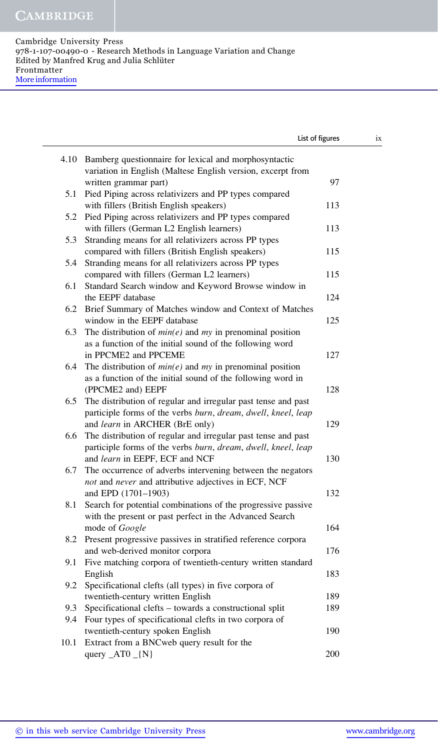| | | |
|---|---|---|
| 4.10 | Bamberg questionnaire for lexical and morphosyntactic variation in English (Maltese English version, excerpt from written grammar part) | 97 |
| 5.1 | Pied Piping across relativizers and PP types compared with fillers (British English speakers) | 113 |
| 5.2 | Pied Piping across relativizers and PP types compared with fillers (German L2 English learners) | 113 |
| 5.3 | Stranding means for all relativizers across PP types compared with fillers (British English speakers) | 115 |
| 5.4 | Stranding means for all relativizers across PP types compared with fillers (German L2 learners) | 115 |
| 6.1 | Standard Search window and Keyword Browse window in the EEPF database | 124 |
| 6.2 | Brief Summary of Matches window and Context of Matches window in the EEPF database | 125 |
| 6.3 | The distribution of *min(e)* and *my* in prenominal position as a function of the initial sound of the following word in PPCME2 and PPCEME | 127 |
| 6.4 | The distribution of *min(e)* and *my* in prenominal position as a function of the initial sound of the following word in (PPCME2 and) EEPF | 128 |
| 6.5 | The distribution of regular and irregular past tense and past participle forms of the verbs *burn*, *dream*, *dwell*, *kneel*, *leap* and *learn* in ARCHER (BrE only) | 129 |
| 6.6 | The distribution of regular and irregular past tense and past participle forms of the verbs *burn*, *dream*, *dwell*, *kneel*, *leap* and *learn* in EEPF, ECF and NCF | 130 |
| 6.7 | The occurrence of adverbs intervening between the negators *not* and *never* and attributive adjectives in ECF, NCF and EPD (1701–1903) | 132 |
| 8.1 | Search for potential combinations of the progressive passive with the present or past perfect in the Advanced Search mode of *Google* | 164 |
| 8.2 | Present progressive passives in stratified reference corpora and web-derived monitor corpora | 176 |
| 9.1 | Five matching corpora of twentieth-century written standard English | 183 |
| 9.2 | Specificational clefts (all types) in five corpora of twentieth-century written English | 189 |
| 9.3 | Specificational clefts – towards a constructional split | 189 |
| 9.4 | Four types of specificational clefts in two corpora of twentieth-century spoken English | 190 |
| 10.1 | Extract from a BNCweb query result for the query _AT0 _{N} | 200 |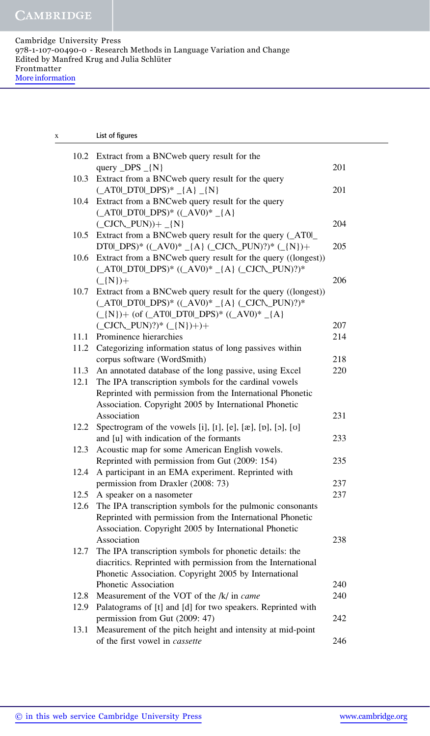| | | |
|---|---|---|
| 10.2 | Extract from a BNCweb query result for the query _DPS _{N} | 201 |
| 10.3 | Extract from a BNCweb query result for the query (_AT0\|_DT0\|_DPS)* _{A} _{N} | 201 |
| 10.4 | Extract from a BNCweb query result for the query (_AT0\|_DT0\|_DPS)* ((_AV0)* _{A} (_CJC\|_PUN))+ _{N} | 204 |
| 10.5 | Extract from a BNCweb query result for the query (_AT0\|_DT0\|_DPS)* ((_AV0)* _{A} (_CJC\|_PUN)?)* (_{N})+ | 205 |
| 10.6 | Extract from a BNCweb query result for the query ((longest)) (_AT0\|_DT0\|_DPS)* ((_AV0)* _{A} (_CJC\|_PUN)?)* (_{N})+ | 206 |
| 10.7 | Extract from a BNCweb query result for the query ((longest)) (_AT0\|_DT0\|_DPS)* ((_AV0)* _{A} (_CJC\|_PUN)?)* (_{N})+ (of (_AT0\|_DT0\|_DPS)* ((_AV0)* _{A} (_CJC\|_PUN)?)* (_{N})+)+ | 207 |
| 11.1 | Prominence hierarchies | 214 |
| 11.2 | Categorizing information status of long passives within corpus software (WordSmith) | 218 |
| 11.3 | An annotated database of the long passive, using Excel | 220 |
| 12.1 | The IPA transcription symbols for the cardinal vowels Reprinted with permission from the International Phonetic Association. Copyright 2005 by International Phonetic Association | 231 |
| 12.2 | Spectrogram of the vowels [i], [ɪ], [e], [æ], [ɒ], [ɔ], [ʊ] and [u] with indication of the formants | 233 |
| 12.3 | Acoustic map for some American English vowels. Reprinted with permission from Gut (2009: 154) | 235 |
| 12.4 | A participant in an EMA experiment. Reprinted with permission from Draxler (2008: 73) | 237 |
| 12.5 | A speaker on a nasometer | 237 |
| 12.6 | The IPA transcription symbols for the pulmonic consonants Reprinted with permission from the International Phonetic Association. Copyright 2005 by International Phonetic Association | 238 |
| 12.7 | The IPA transcription symbols for phonetic details: the diacritics. Reprinted with permission from the International Phonetic Association. Copyright 2005 by International Phonetic Association | 240 |
| 12.8 | Measurement of the VOT of the /k/ in *came* | 240 |
| 12.9 | Palatograms of [t] and [d] for two speakers. Reprinted with permission from Gut (2009: 47) | 242 |
| 13.1 | Measurement of the pitch height and intensity at mid-point of the first vowel in *cassette* | 246 |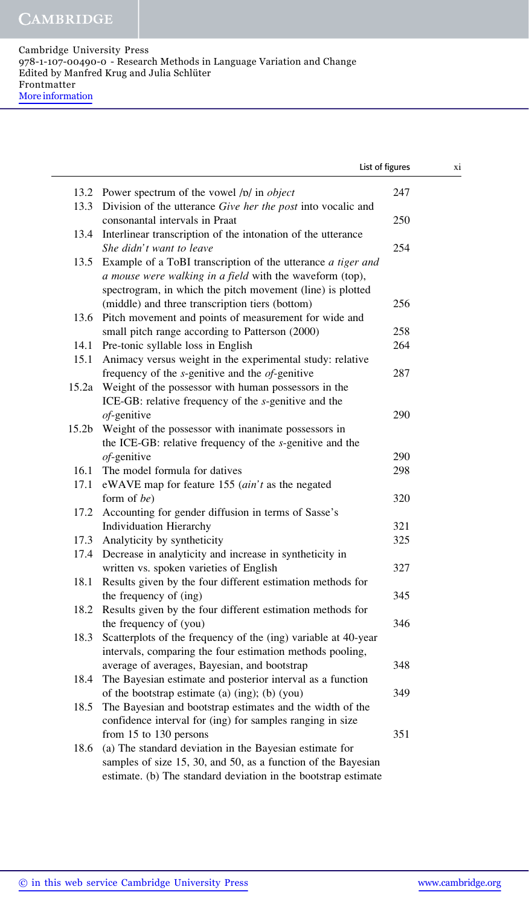| | | |
|---|---|---|
| 13.2 | Power spectrum of the vowel /ɒ/ in *object* | 247 |
| 13.3 | Division of the utterance *Give her the post* into vocalic and consonantal intervals in Praat | 250 |
| 13.4 | Interlinear transcription of the intonation of the utterance *She didn't want to leave* | 254 |
| 13.5 | Example of a ToBI transcription of the utterance *a tiger and a mouse were walking in a field* with the waveform (top), spectrogram, in which the pitch movement (line) is plotted (middle) and three transcription tiers (bottom) | 256 |
| 13.6 | Pitch movement and points of measurement for wide and small pitch range according to Patterson (2000) | 258 |
| 14.1 | Pre-tonic syllable loss in English | 264 |
| 15.1 | Animacy versus weight in the experimental study: relative frequency of the *s*-genitive and the *of*-genitive | 287 |
| 15.2a | Weight of the possessor with human possessors in the ICE-GB: relative frequency of the *s*-genitive and the *of*-genitive | 290 |
| 15.2b | Weight of the possessor with inanimate possessors in the ICE-GB: relative frequency of the *s*-genitive and the *of*-genitive | 290 |
| 16.1 | The model formula for datives | 298 |
| 17.1 | eWAVE map for feature 155 (*ain't* as the negated form of *be*) | 320 |
| 17.2 | Accounting for gender diffusion in terms of Sasse's Individuation Hierarchy | 321 |
| 17.3 | Analyticity by syntheticity | 325 |
| 17.4 | Decrease in analyticity and increase in syntheticity in written vs. spoken varieties of English | 327 |
| 18.1 | Results given by the four different estimation methods for the frequency of (ing) | 345 |
| 18.2 | Results given by the four different estimation methods for the frequency of (you) | 346 |
| 18.3 | Scatterplots of the frequency of the (ing) variable at 40-year intervals, comparing the four estimation methods pooling, average of averages, Bayesian, and bootstrap | 348 |
| 18.4 | The Bayesian estimate and posterior interval as a function of the bootstrap estimate (a) (ing); (b) (you) | 349 |
| 18.5 | The Bayesian and bootstrap estimates and the width of the confidence interval for (ing) for samples ranging in size from 15 to 130 persons | 351 |
| 18.6 | (a) The standard deviation in the Bayesian estimate for samples of size 15, 30, and 50, as a function of the Bayesian estimate. (b) The standard deviation in the bootstrap estimate | |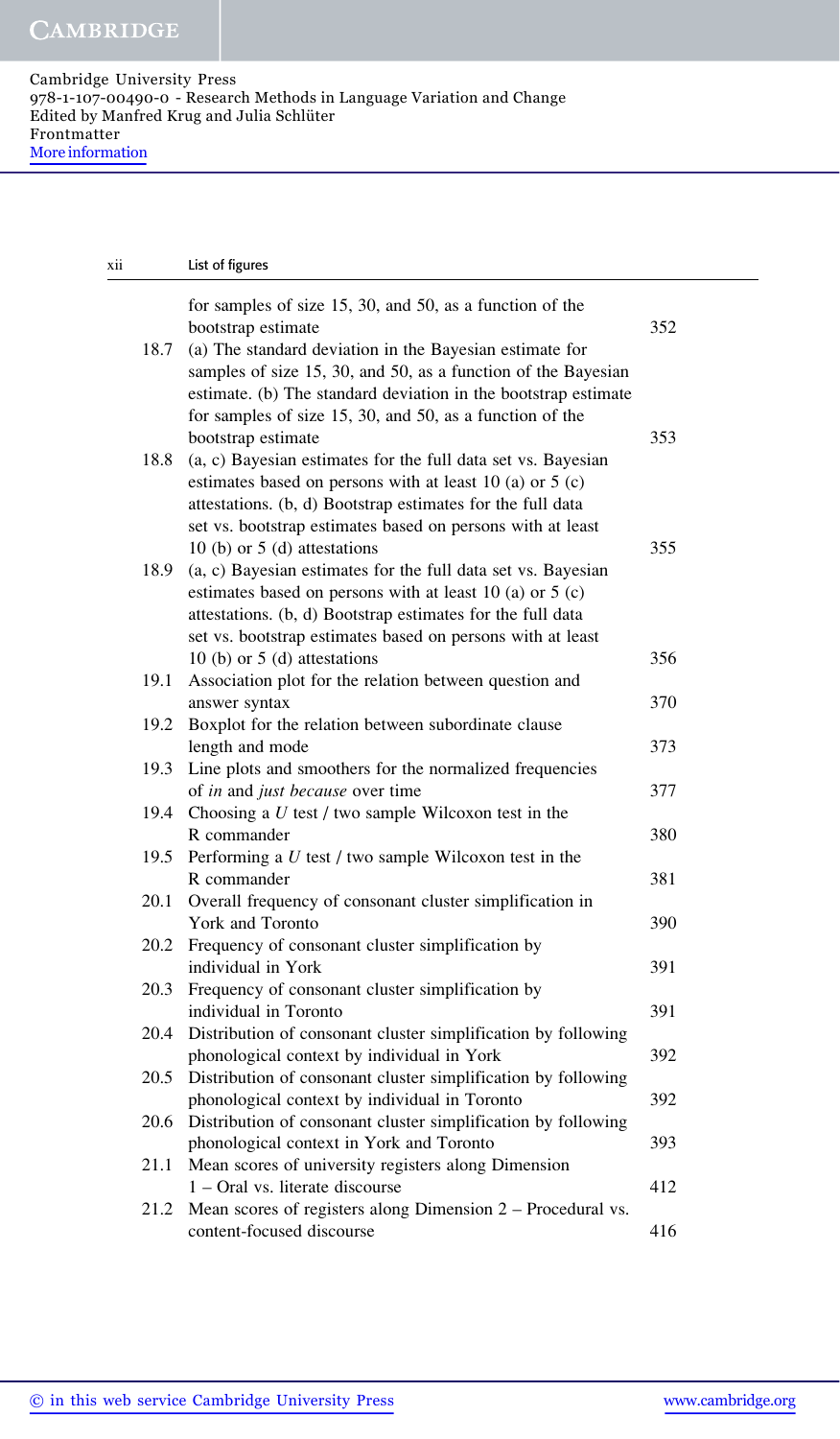| | | |
|---|---|---|
| | for samples of size 15, 30, and 50, as a function of the bootstrap estimate | 352 |
| 18.7 | (a) The standard deviation in the Bayesian estimate for samples of size 15, 30, and 50, as a function of the Bayesian estimate. (b) The standard deviation in the bootstrap estimate for samples of size 15, 30, and 50, as a function of the bootstrap estimate | 353 |
| 18.8 | (a, c) Bayesian estimates for the full data set vs. Bayesian estimates based on persons with at least 10 (a) or 5 (c) attestations. (b, d) Bootstrap estimates for the full data set vs. bootstrap estimates based on persons with at least 10 (b) or 5 (d) attestations | 355 |
| 18.9 | (a, c) Bayesian estimates for the full data set vs. Bayesian estimates based on persons with at least 10 (a) or 5 (c) attestations. (b, d) Bootstrap estimates for the full data set vs. bootstrap estimates based on persons with at least 10 (b) or 5 (d) attestations | 356 |
| 19.1 | Association plot for the relation between question and answer syntax | 370 |
| 19.2 | Boxplot for the relation between subordinate clause length and mode | 373 |
| 19.3 | Line plots and smoothers for the normalized frequencies of *in* and *just because* over time | 377 |
| 19.4 | Choosing a *U* test / two sample Wilcoxon test in the R commander | 380 |
| 19.5 | Performing a *U* test / two sample Wilcoxon test in the R commander | 381 |
| 20.1 | Overall frequency of consonant cluster simplification in York and Toronto | 390 |
| 20.2 | Frequency of consonant cluster simplification by individual in York | 391 |
| 20.3 | Frequency of consonant cluster simplification by individual in Toronto | 391 |
| 20.4 | Distribution of consonant cluster simplification by following phonological context by individual in York | 392 |
| 20.5 | Distribution of consonant cluster simplification by following phonological context by individual in Toronto | 392 |
| 20.6 | Distribution of consonant cluster simplification by following phonological context in York and Toronto | 393 |
| 21.1 | Mean scores of university registers along Dimension 1 – Oral vs. literate discourse | 412 |
| 21.2 | Mean scores of registers along Dimension 2 – Procedural vs. content-focused discourse | 416 |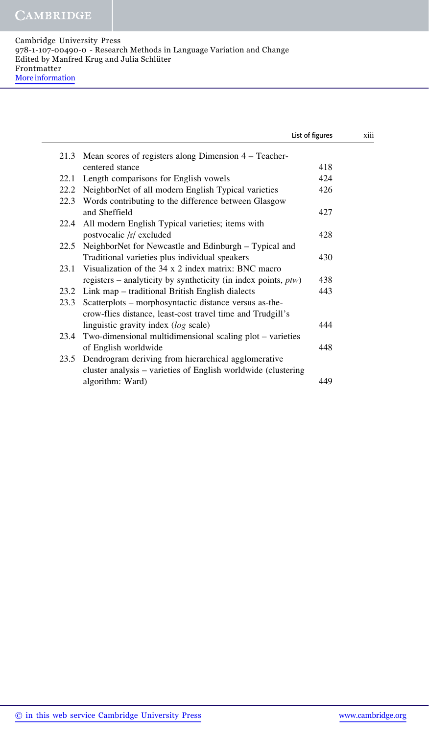| | | |
|---|---|---|
| 21.3 | Mean scores of registers along Dimension 4 – Teacher-centered stance | 418 |
| 22.1 | Length comparisons for English vowels | 424 |
| 22.2 | NeighborNet of all modern English Typical varieties | 426 |
| 22.3 | Words contributing to the difference between Glasgow and Sheffield | 427 |
| 22.4 | All modern English Typical varieties; items with postvocalic /r/ excluded | 428 |
| 22.5 | NeighborNet for Newcastle and Edinburgh – Typical and Traditional varieties plus individual speakers | 430 |
| 23.1 | Visualization of the 34 x 2 index matrix: BNC macro registers – analyticity by syntheticity (in index points, *ptw*) | 438 |
| 23.2 | Link map – traditional British English dialects | 443 |
| 23.3 | Scatterplots – morphosyntactic distance versus as-the-crow-flies distance, least-cost travel time and Trudgill's linguistic gravity index (*log* scale) | 444 |
| 23.4 | Two-dimensional multidimensional scaling plot – varieties of English worldwide | 448 |
| 23.5 | Dendrogram deriving from hierarchical agglomerative cluster analysis – varieties of English worldwide (clustering algorithm: Ward) | 449 |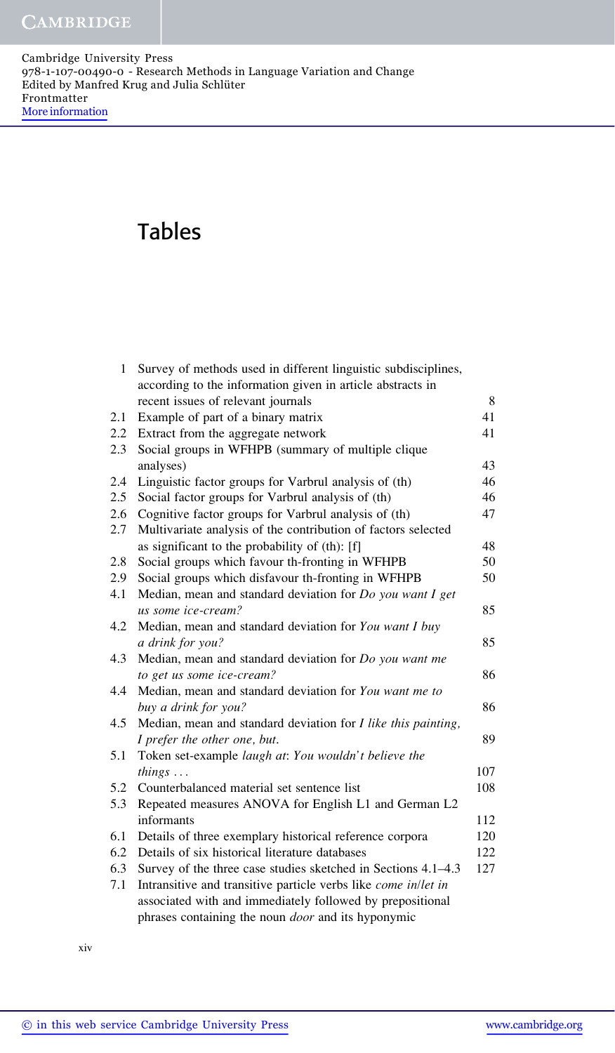# Tables

| | | |
|---|---|---|
| 1 | Survey of methods used in different linguistic subdisciplines, according to the information given in article abstracts in recent issues of relevant journals | 8 |
| 2.1 | Example of part of a binary matrix | 41 |
| 2.2 | Extract from the aggregate network | 41 |
| 2.3 | Social groups in WFHPB (summary of multiple clique analyses) | 43 |
| 2.4 | Linguistic factor groups for Varbrul analysis of (th) | 46 |
| 2.5 | Social factor groups for Varbrul analysis of (th) | 46 |
| 2.6 | Cognitive factor groups for Varbrul analysis of (th) | 47 |
| 2.7 | Multivariate analysis of the contribution of factors selected as significant to the probability of (th): [f] | 48 |
| 2.8 | Social groups which favour th-fronting in WFHPB | 50 |
| 2.9 | Social groups which disfavour th-fronting in WFHPB | 50 |
| 4.1 | Median, mean and standard deviation for *Do you want I get us some ice-cream?* | 85 |
| 4.2 | Median, mean and standard deviation for *You want I buy a drink for you?* | 85 |
| 4.3 | Median, mean and standard deviation for *Do you want me to get us some ice-cream?* | 86 |
| 4.4 | Median, mean and standard deviation for *You want me to buy a drink for you?* | 86 |
| 4.5 | Median, mean and standard deviation for *I like this painting, I prefer the other one, but.* | 89 |
| 5.1 | Token set-example *laugh at*: *You wouldn't believe the things ...* | 107 |
| 5.2 | Counterbalanced material set sentence list | 108 |
| 5.3 | Repeated measures ANOVA for English L1 and German L2 informants | 112 |
| 6.1 | Details of three exemplary historical reference corpora | 120 |
| 6.2 | Details of six historical literature databases | 122 |
| 6.3 | Survey of the three case studies sketched in Sections 4.1–4.3 | 127 |
| 7.1 | Intransitive and transitive particle verbs like *come in*/*let in* associated with and immediately followed by prepositional phrases containing the noun *door* and its hyponymic | |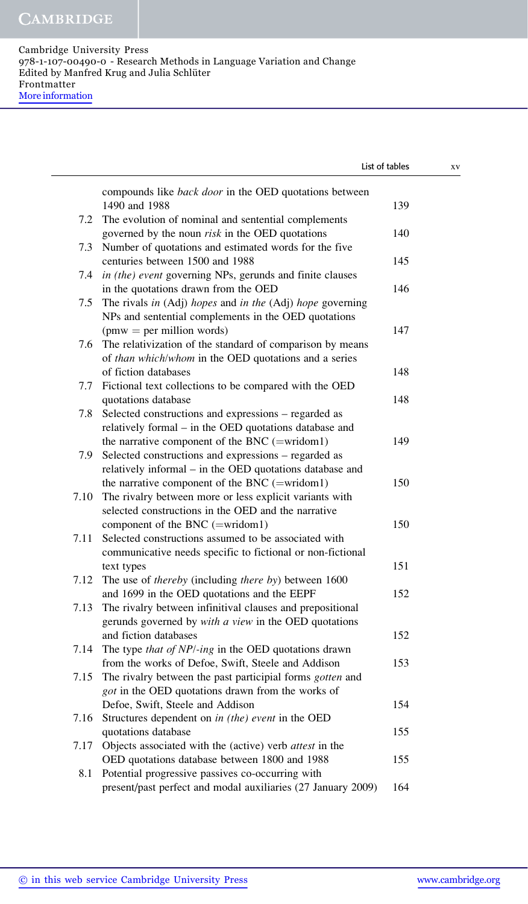| | | |
|---|---|---|
| | compounds like *back door* in the OED quotations between 1490 and 1988 | 139 |
| 7.2 | The evolution of nominal and sentential complements governed by the noun *risk* in the OED quotations | 140 |
| 7.3 | Number of quotations and estimated words for the five centuries between 1500 and 1988 | 145 |
| 7.4 | *in (the) event* governing NPs, gerunds and finite clauses in the quotations drawn from the OED | 146 |
| 7.5 | The rivals *in* (Adj) *hopes* and *in the* (Adj) *hope* governing NPs and sentential complements in the OED quotations (pmw = per million words) | 147 |
| 7.6 | The relativization of the standard of comparison by means of *than which/whom* in the OED quotations and a series of fiction databases | 148 |
| 7.7 | Fictional text collections to be compared with the OED quotations database | 148 |
| 7.8 | Selected constructions and expressions – regarded as relatively formal – in the OED quotations database and the narrative component of the BNC (=wridom1) | 149 |
| 7.9 | Selected constructions and expressions – regarded as relatively informal – in the OED quotations database and the narrative component of the BNC (=wridom1) | 150 |
| 7.10 | The rivalry between more or less explicit variants with selected constructions in the OED and the narrative component of the BNC (=wridom1) | 150 |
| 7.11 | Selected constructions assumed to be associated with communicative needs specific to fictional or non-fictional text types | 151 |
| 7.12 | The use of *thereby* (including *there by*) between 1600 and 1699 in the OED quotations and the EEPF | 152 |
| 7.13 | The rivalry between infinitival clauses and prepositional gerunds governed by *with a view* in the OED quotations and fiction databases | 152 |
| 7.14 | The type *that of NP/-ing* in the OED quotations drawn from the works of Defoe, Swift, Steele and Addison | 153 |
| 7.15 | The rivalry between the past participial forms *gotten* and *got* in the OED quotations drawn from the works of Defoe, Swift, Steele and Addison | 154 |
| 7.16 | Structures dependent on *in (the) event* in the OED quotations database | 155 |
| 7.17 | Objects associated with the (active) verb *attest* in the OED quotations database between 1800 and 1988 | 155 |
| 8.1 | Potential progressive passives co-occurring with present/past perfect and modal auxiliaries (27 January 2009) | 164 |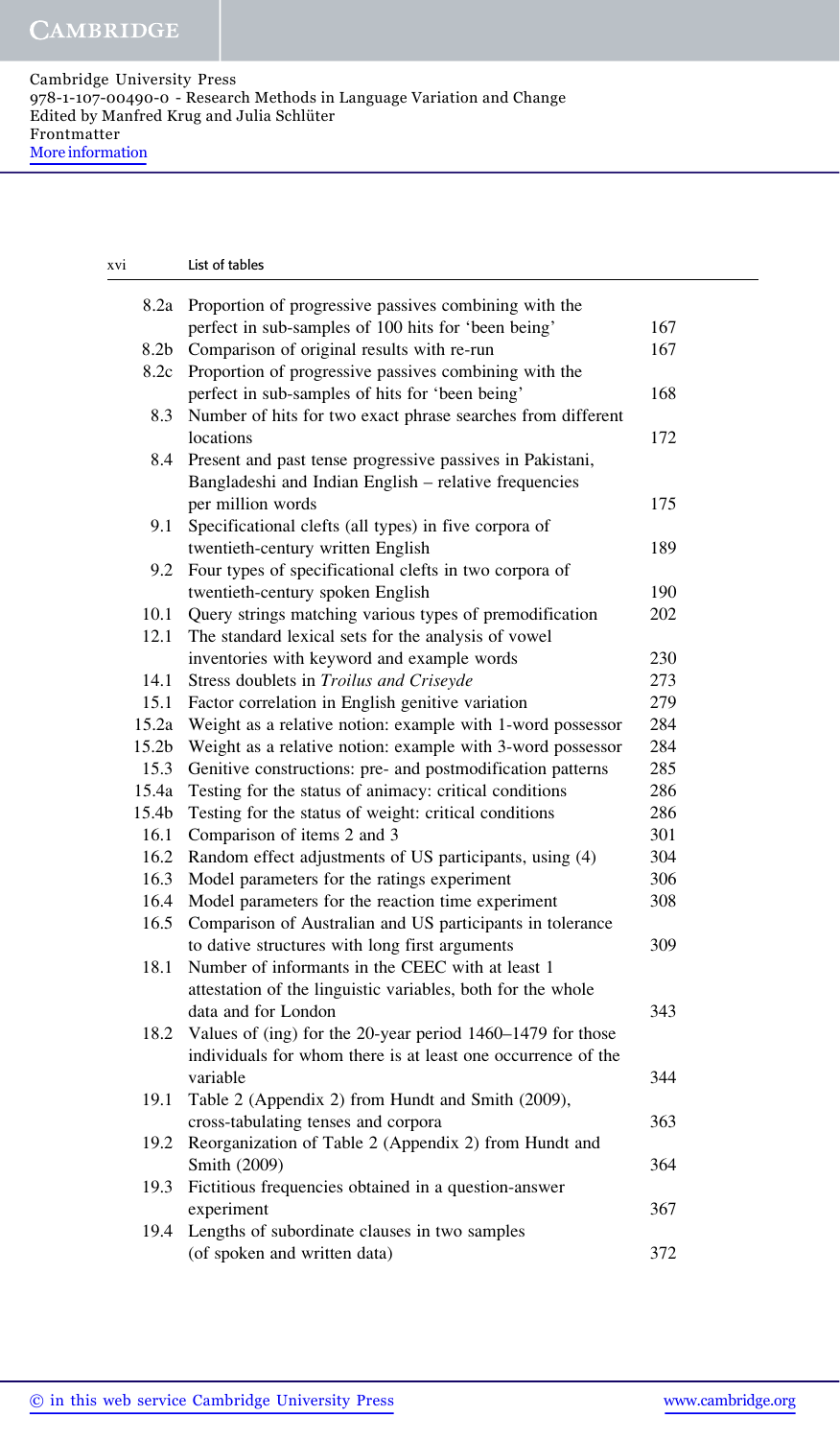| | | |
|---|---|---|
| 8.2a | Proportion of progressive passives combining with the perfect in sub-samples of 100 hits for 'been being' | 167 |
| 8.2b | Comparison of original results with re-run | 167 |
| 8.2c | Proportion of progressive passives combining with the perfect in sub-samples of hits for 'been being' | 168 |
| 8.3 | Number of hits for two exact phrase searches from different locations | 172 |
| 8.4 | Present and past tense progressive passives in Pakistani, Bangladeshi and Indian English – relative frequencies per million words | 175 |
| 9.1 | Specificational clefts (all types) in five corpora of twentieth-century written English | 189 |
| 9.2 | Four types of specificational clefts in two corpora of twentieth-century spoken English | 190 |
| 10.1 | Query strings matching various types of premodification | 202 |
| 12.1 | The standard lexical sets for the analysis of vowel inventories with keyword and example words | 230 |
| 14.1 | Stress doublets in *Troilus and Criseyde* | 273 |
| 15.1 | Factor correlation in English genitive variation | 279 |
| 15.2a | Weight as a relative notion: example with 1-word possessor | 284 |
| 15.2b | Weight as a relative notion: example with 3-word possessor | 284 |
| 15.3 | Genitive constructions: pre- and postmodification patterns | 285 |
| 15.4a | Testing for the status of animacy: critical conditions | 286 |
| 15.4b | Testing for the status of weight: critical conditions | 286 |
| 16.1 | Comparison of items 2 and 3 | 301 |
| 16.2 | Random effect adjustments of US participants, using (4) | 304 |
| 16.3 | Model parameters for the ratings experiment | 306 |
| 16.4 | Model parameters for the reaction time experiment | 308 |
| 16.5 | Comparison of Australian and US participants in tolerance to dative structures with long first arguments | 309 |
| 18.1 | Number of informants in the CEEC with at least 1 attestation of the linguistic variables, both for the whole data and for London | 343 |
| 18.2 | Values of (ing) for the 20-year period 1460–1479 for those individuals for whom there is at least one occurrence of the variable | 344 |
| 19.1 | Table 2 (Appendix 2) from Hundt and Smith (2009), cross-tabulating tenses and corpora | 363 |
| 19.2 | Reorganization of Table 2 (Appendix 2) from Hundt and Smith (2009) | 364 |
| 19.3 | Fictitious frequencies obtained in a question-answer experiment | 367 |
| 19.4 | Lengths of subordinate clauses in two samples (of spoken and written data) | 372 |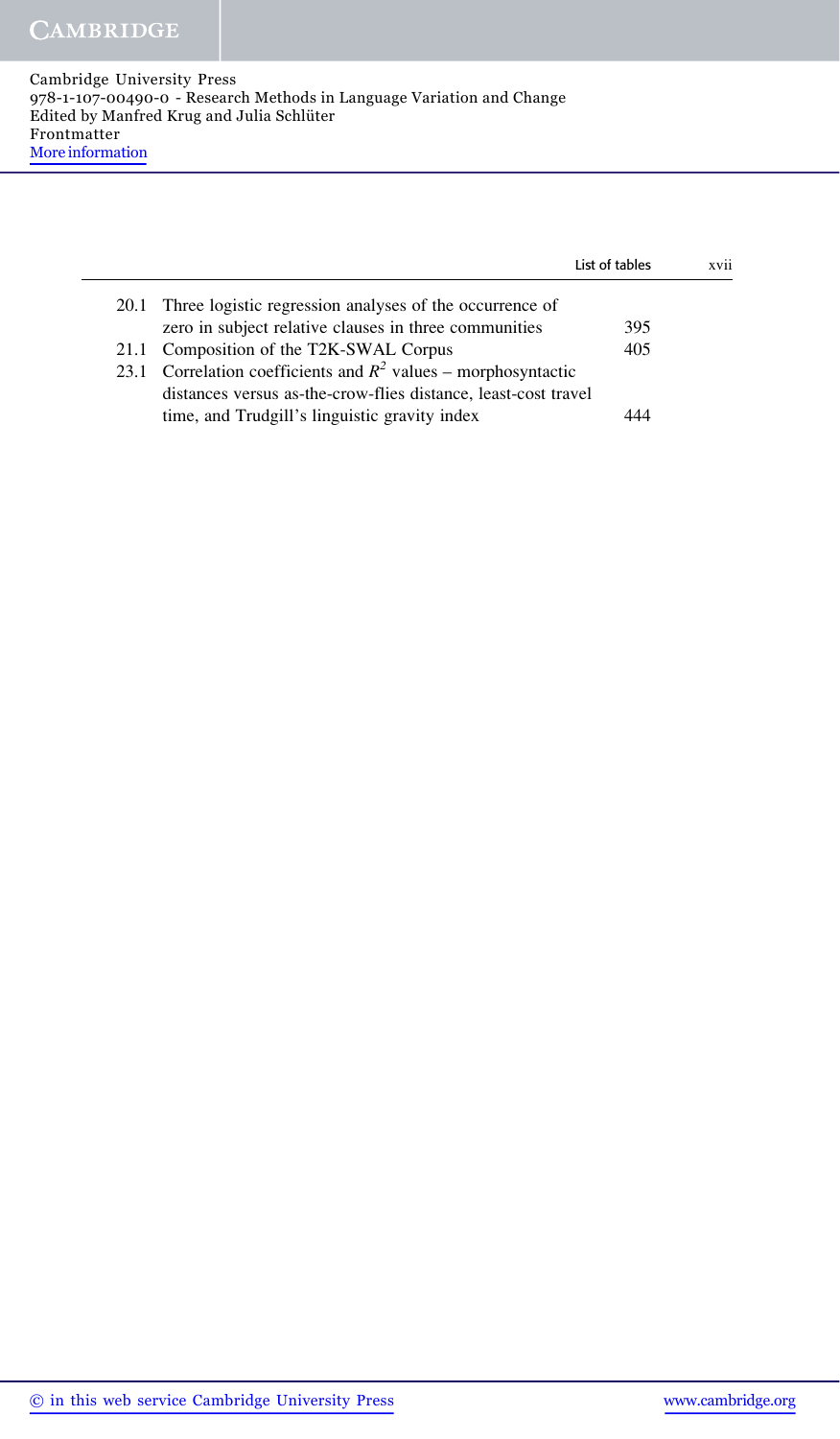| | | |
|---|---|---|
| 20.1 | Three logistic regression analyses of the occurrence of zero in subject relative clauses in three communities | 395 |
| 21.1 | Composition of the T2K-SWAL Corpus | 405 |
| 23.1 | Correlation coefficients and $R^2$ values – morphosyntactic distances versus as-the-crow-flies distance, least-cost travel time, and Trudgill's linguistic gravity index | 444 |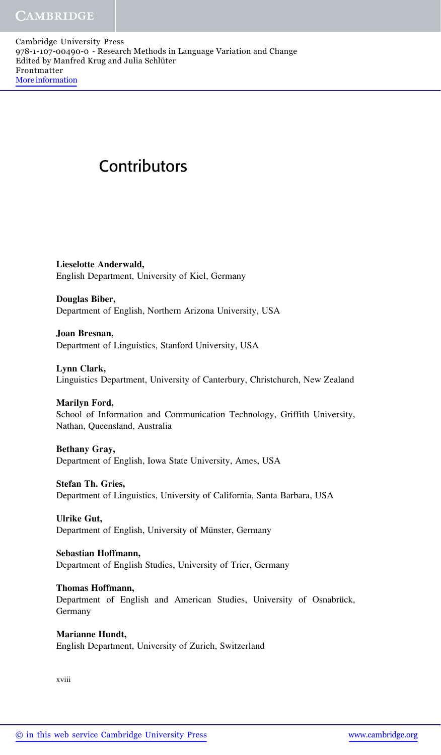# Contributors

**Lieselotte Anderwald,**
English Department, University of Kiel, Germany

**Douglas Biber,**
Department of English, Northern Arizona University, USA

**Joan Bresnan,**
Department of Linguistics, Stanford University, USA

**Lynn Clark,**
Linguistics Department, University of Canterbury, Christchurch, New Zealand

**Marilyn Ford,**
School of Information and Communication Technology, Griffith University, Nathan, Queensland, Australia

**Bethany Gray,**
Department of English, Iowa State University, Ames, USA

**Stefan Th. Gries,**
Department of Linguistics, University of California, Santa Barbara, USA

**Ulrike Gut,**
Department of English, University of Münster, Germany

**Sebastian Hoffmann,**
Department of English Studies, University of Trier, Germany

**Thomas Hoffmann,**
Department of English and American Studies, University of Osnabrück, Germany

**Marianne Hundt,**
English Department, University of Zurich, Switzerland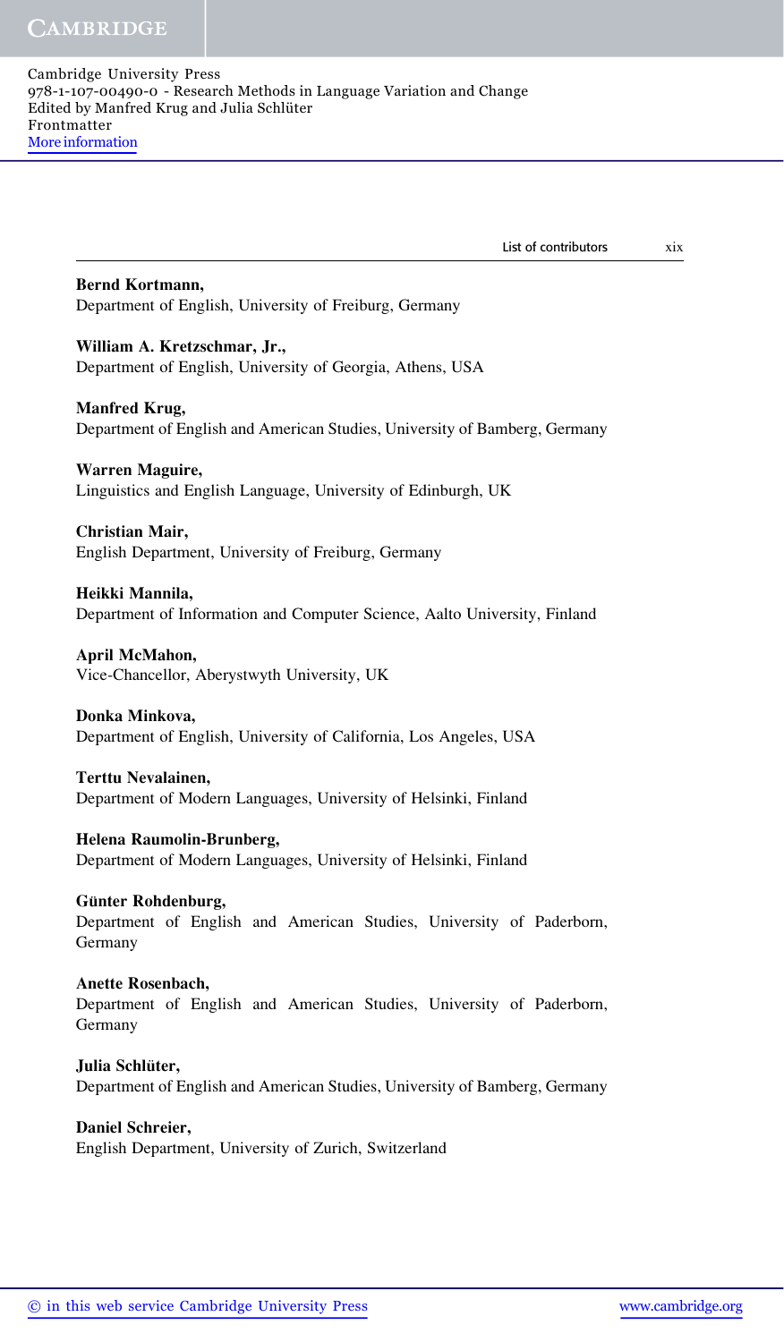**Bernd Kortmann,**
Department of English, University of Freiburg, Germany

**William A. Kretzschmar, Jr.,**
Department of English, University of Georgia, Athens, USA

**Manfred Krug,**
Department of English and American Studies, University of Bamberg, Germany

**Warren Maguire,**
Linguistics and English Language, University of Edinburgh, UK

**Christian Mair,**
English Department, University of Freiburg, Germany

**Heikki Mannila,**
Department of Information and Computer Science, Aalto University, Finland

**April McMahon,**
Vice-Chancellor, Aberystwyth University, UK

**Donka Minkova,**
Department of English, University of California, Los Angeles, USA

**Terttu Nevalainen,**
Department of Modern Languages, University of Helsinki, Finland

**Helena Raumolin-Brunberg,**
Department of Modern Languages, University of Helsinki, Finland

**Günter Rohdenburg,**
Department of English and American Studies, University of Paderborn, Germany

**Anette Rosenbach,**
Department of English and American Studies, University of Paderborn, Germany

**Julia Schlüter,**
Department of English and American Studies, University of Bamberg, Germany

**Daniel Schreier,**
English Department, University of Zurich, Switzerland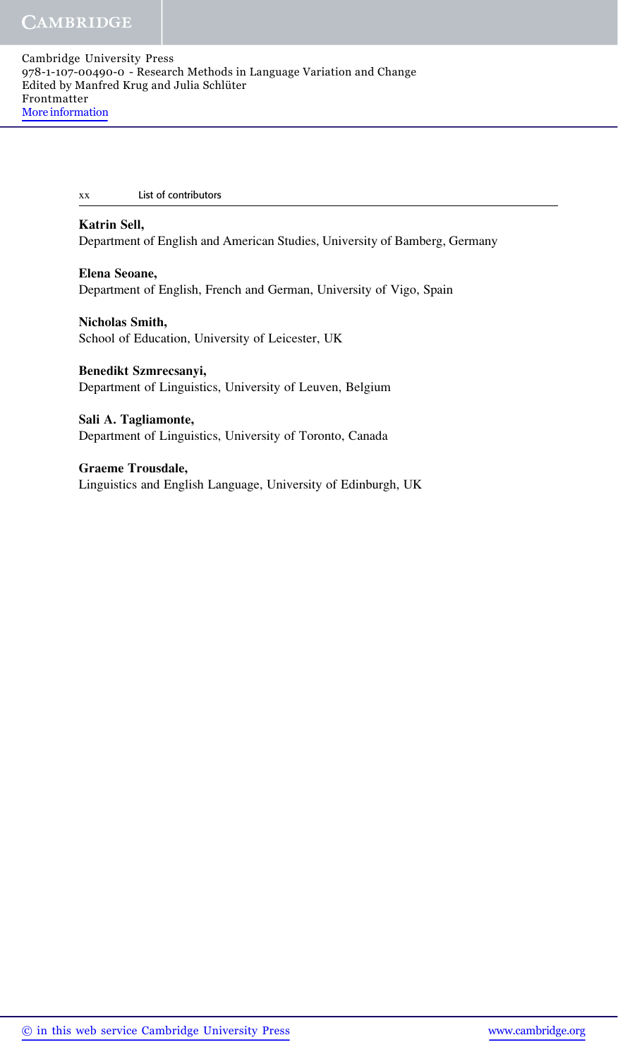**Katrin Sell,**
Department of English and American Studies, University of Bamberg, Germany

**Elena Seoane,**
Department of English, French and German, University of Vigo, Spain

**Nicholas Smith,**
School of Education, University of Leicester, UK

**Benedikt Szmrecsanyi,**
Department of Linguistics, University of Leuven, Belgium

**Sali A. Tagliamonte,**
Department of Linguistics, University of Toronto, Canada

**Graeme Trousdale,**
Linguistics and English Language, University of Edinburgh, UK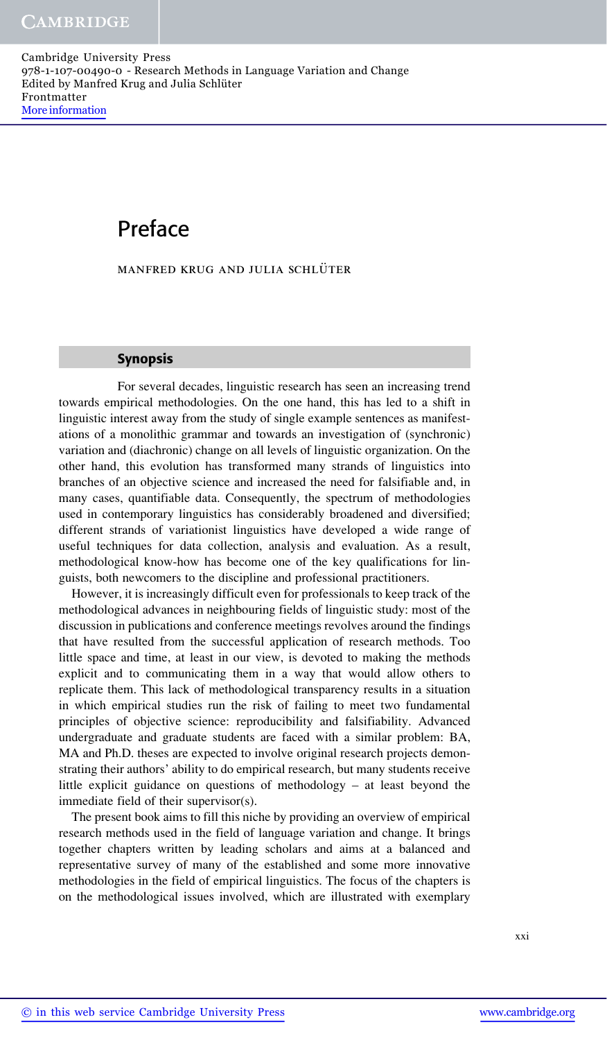# Preface

MANFRED KRUG AND JULIA SCHLÜTER

## Synopsis

For several decades, linguistic research has seen an increasing trend towards empirical methodologies. On the one hand, this has led to a shift in linguistic interest away from the study of single example sentences as manifestations of a monolithic grammar and towards an investigation of (synchronic) variation and (diachronic) change on all levels of linguistic organization. On the other hand, this evolution has transformed many strands of linguistics into branches of an objective science and increased the need for falsifiable and, in many cases, quantifiable data. Consequently, the spectrum of methodologies used in contemporary linguistics has considerably broadened and diversified; different strands of variationist linguistics have developed a wide range of useful techniques for data collection, analysis and evaluation. As a result, methodological know-how has become one of the key qualifications for linguists, both newcomers to the discipline and professional practitioners.

However, it is increasingly difficult even for professionals to keep track of the methodological advances in neighbouring fields of linguistic study: most of the discussion in publications and conference meetings revolves around the findings that have resulted from the successful application of research methods. Too little space and time, at least in our view, is devoted to making the methods explicit and to communicating them in a way that would allow others to replicate them. This lack of methodological transparency results in a situation in which empirical studies run the risk of failing to meet two fundamental principles of objective science: reproducibility and falsifiability. Advanced undergraduate and graduate students are faced with a similar problem: BA, MA and Ph.D. theses are expected to involve original research projects demonstrating their authors' ability to do empirical research, but many students receive little explicit guidance on questions of methodology – at least beyond the immediate field of their supervisor(s).

The present book aims to fill this niche by providing an overview of empirical research methods used in the field of language variation and change. It brings together chapters written by leading scholars and aims at a balanced and representative survey of many of the established and some more innovative methodologies in the field of empirical linguistics. The focus of the chapters is on the methodological issues involved, which are illustrated with exemplary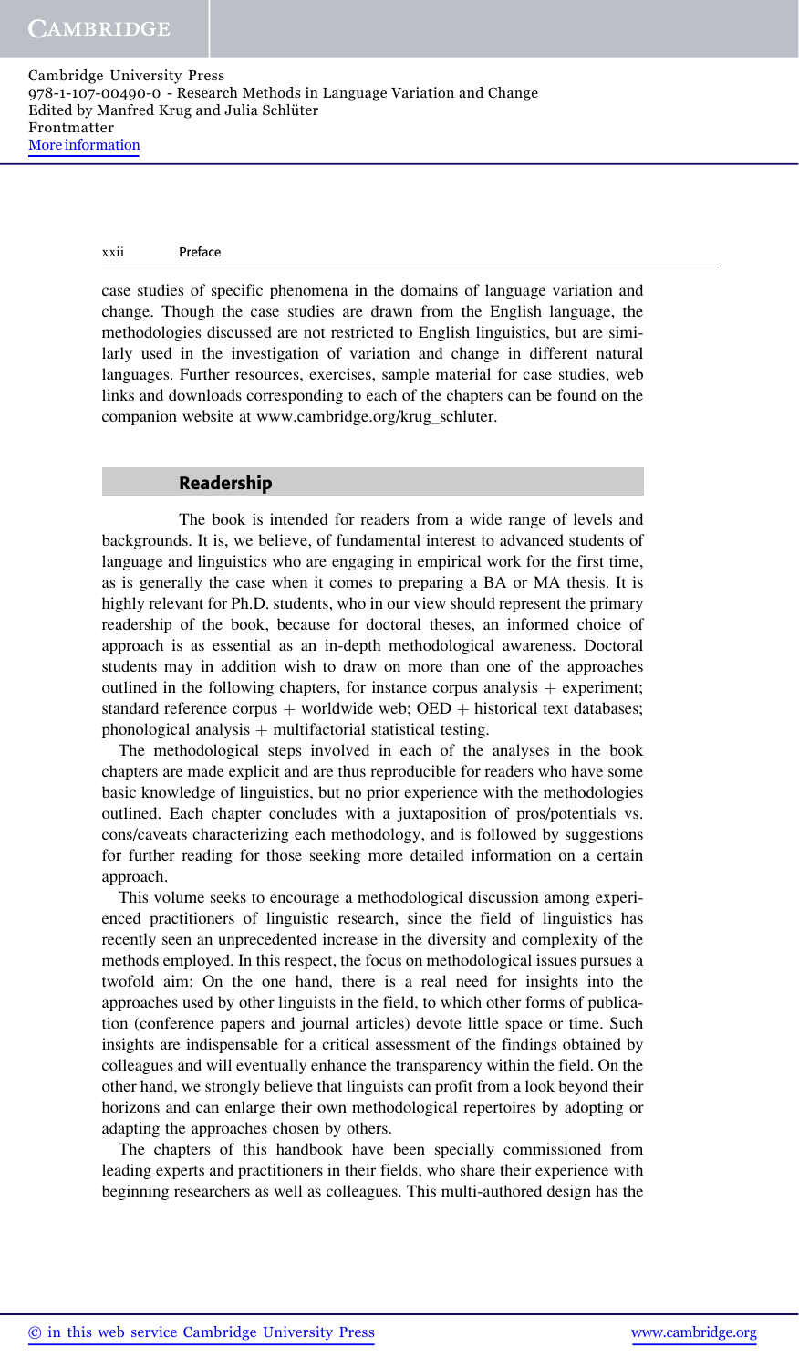case studies of specific phenomena in the domains of language variation and change. Though the case studies are drawn from the English language, the methodologies discussed are not restricted to English linguistics, but are similarly used in the investigation of variation and change in different natural languages. Further resources, exercises, sample material for case studies, web links and downloads corresponding to each of the chapters can be found on the companion website at www.cambridge.org/krug_schluter.

## Readership

The book is intended for readers from a wide range of levels and backgrounds. It is, we believe, of fundamental interest to advanced students of language and linguistics who are engaging in empirical work for the first time, as is generally the case when it comes to preparing a BA or MA thesis. It is highly relevant for Ph.D. students, who in our view should represent the primary readership of the book, because for doctoral theses, an informed choice of approach is as essential as an in-depth methodological awareness. Doctoral students may in addition wish to draw on more than one of the approaches outlined in the following chapters, for instance corpus analysis + experiment; standard reference corpus + worldwide web; OED + historical text databases; phonological analysis + multifactorial statistical testing.

The methodological steps involved in each of the analyses in the book chapters are made explicit and are thus reproducible for readers who have some basic knowledge of linguistics, but no prior experience with the methodologies outlined. Each chapter concludes with a juxtaposition of pros/potentials vs. cons/caveats characterizing each methodology, and is followed by suggestions for further reading for those seeking more detailed information on a certain approach.

This volume seeks to encourage a methodological discussion among experienced practitioners of linguistic research, since the field of linguistics has recently seen an unprecedented increase in the diversity and complexity of the methods employed. In this respect, the focus on methodological issues pursues a twofold aim: On the one hand, there is a real need for insights into the approaches used by other linguists in the field, to which other forms of publication (conference papers and journal articles) devote little space or time. Such insights are indispensable for a critical assessment of the findings obtained by colleagues and will eventually enhance the transparency within the field. On the other hand, we strongly believe that linguists can profit from a look beyond their horizons and can enlarge their own methodological repertoires by adopting or adapting the approaches chosen by others.

The chapters of this handbook have been specially commissioned from leading experts and practitioners in their fields, who share their experience with beginning researchers as well as colleagues. This multi-authored design has the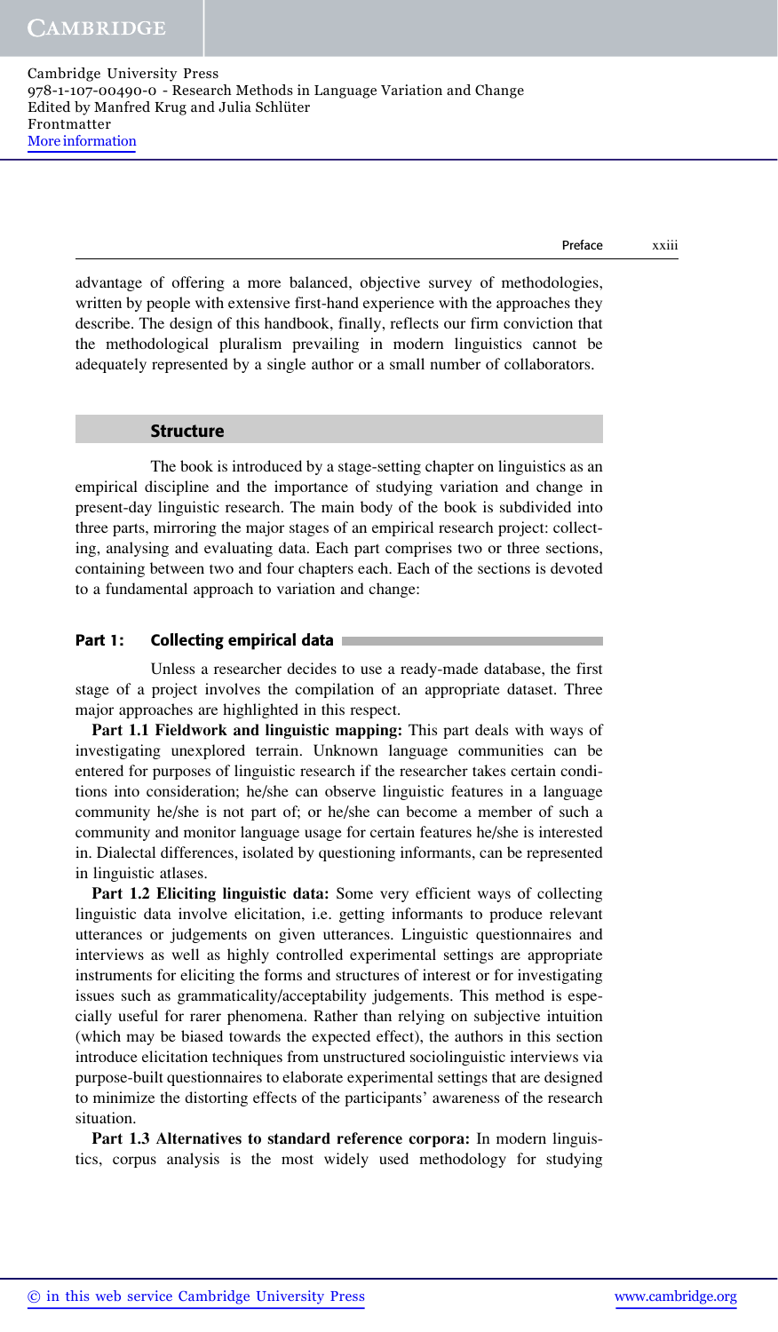advantage of offering a more balanced, objective survey of methodologies, written by people with extensive first-hand experience with the approaches they describe. The design of this handbook, finally, reflects our firm conviction that the methodological pluralism prevailing in modern linguistics cannot be adequately represented by a single author or a small number of collaborators.

## Structure

The book is introduced by a stage-setting chapter on linguistics as an empirical discipline and the importance of studying variation and change in present-day linguistic research. The main body of the book is subdivided into three parts, mirroring the major stages of an empirical research project: collecting, analysing and evaluating data. Each part comprises two or three sections, containing between two and four chapters each. Each of the sections is devoted to a fundamental approach to variation and change:

### Part 1: Collecting empirical data

Unless a researcher decides to use a ready-made database, the first stage of a project involves the compilation of an appropriate dataset. Three major approaches are highlighted in this respect.

**Part 1.1 Fieldwork and linguistic mapping:** This part deals with ways of investigating unexplored terrain. Unknown language communities can be entered for purposes of linguistic research if the researcher takes certain conditions into consideration; he/she can observe linguistic features in a language community he/she is not part of; or he/she can become a member of such a community and monitor language usage for certain features he/she is interested in. Dialectal differences, isolated by questioning informants, can be represented in linguistic atlases.

**Part 1.2 Eliciting linguistic data:** Some very efficient ways of collecting linguistic data involve elicitation, i.e. getting informants to produce relevant utterances or judgements on given utterances. Linguistic questionnaires and interviews as well as highly controlled experimental settings are appropriate instruments for eliciting the forms and structures of interest or for investigating issues such as grammaticality/acceptability judgements. This method is especially useful for rarer phenomena. Rather than relying on subjective intuition (which may be biased towards the expected effect), the authors in this section introduce elicitation techniques from unstructured sociolinguistic interviews via purpose-built questionnaires to elaborate experimental settings that are designed to minimize the distorting effects of the participants' awareness of the research situation.

**Part 1.3 Alternatives to standard reference corpora:** In modern linguistics, corpus analysis is the most widely used methodology for studying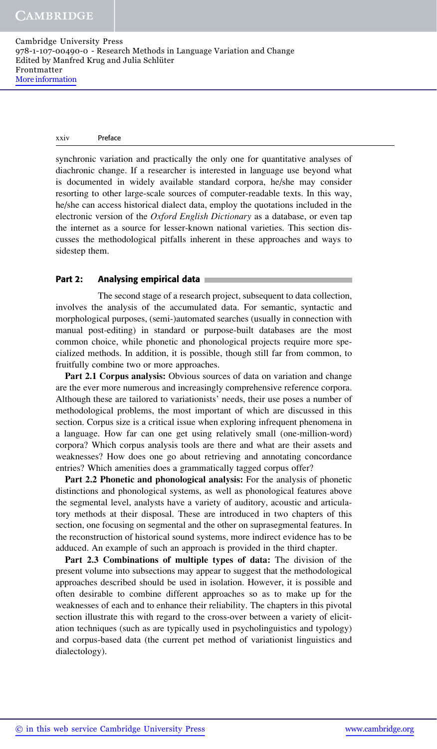synchronic variation and practically the only one for quantitative analyses of diachronic change. If a researcher is interested in language use beyond what is documented in widely available standard corpora, he/she may consider resorting to other large-scale sources of computer-readable texts. In this way, he/she can access historical dialect data, employ the quotations included in the electronic version of the *Oxford English Dictionary* as a database, or even tap the internet as a source for lesser-known national varieties. This section discusses the methodological pitfalls inherent in these approaches and ways to sidestep them.

## Part 2: Analysing empirical data

The second stage of a research project, subsequent to data collection, involves the analysis of the accumulated data. For semantic, syntactic and morphological purposes, (semi-)automated searches (usually in connection with manual post-editing) in standard or purpose-built databases are the most common choice, while phonetic and phonological projects require more specialized methods. In addition, it is possible, though still far from common, to fruitfully combine two or more approaches.

**Part 2.1 Corpus analysis:** Obvious sources of data on variation and change are the ever more numerous and increasingly comprehensive reference corpora. Although these are tailored to variationists' needs, their use poses a number of methodological problems, the most important of which are discussed in this section. Corpus size is a critical issue when exploring infrequent phenomena in a language. How far can one get using relatively small (one-million-word) corpora? Which corpus analysis tools are there and what are their assets and weaknesses? How does one go about retrieving and annotating concordance entries? Which amenities does a grammatically tagged corpus offer?

**Part 2.2 Phonetic and phonological analysis:** For the analysis of phonetic distinctions and phonological systems, as well as phonological features above the segmental level, analysts have a variety of auditory, acoustic and articulatory methods at their disposal. These are introduced in two chapters of this section, one focusing on segmental and the other on suprasegmental features. In the reconstruction of historical sound systems, more indirect evidence has to be adduced. An example of such an approach is provided in the third chapter.

**Part 2.3 Combinations of multiple types of data:** The division of the present volume into subsections may appear to suggest that the methodological approaches described should be used in isolation. However, it is possible and often desirable to combine different approaches so as to make up for the weaknesses of each and to enhance their reliability. The chapters in this pivotal section illustrate this with regard to the cross-over between a variety of elicitation techniques (such as are typically used in psycholinguistics and typology) and corpus-based data (the current pet method of variationist linguistics and dialectology).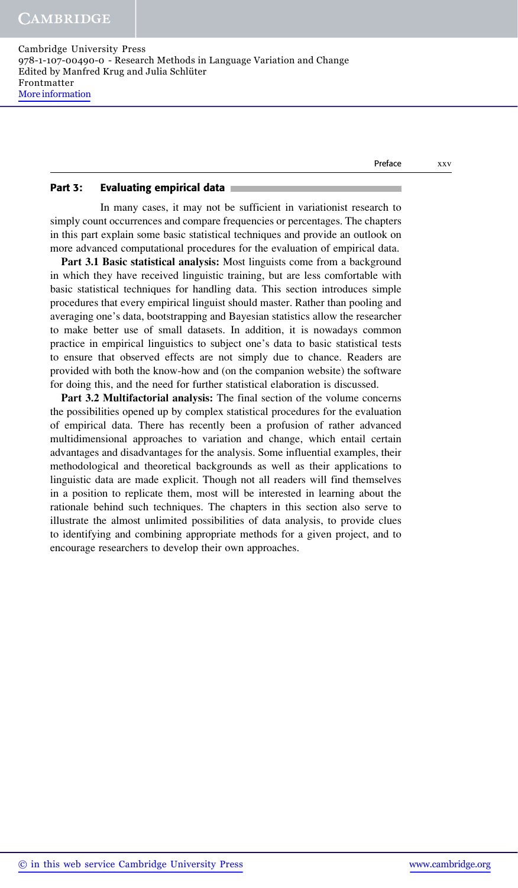## Part 3: Evaluating empirical data

In many cases, it may not be sufficient in variationist research to simply count occurrences and compare frequencies or percentages. The chapters in this part explain some basic statistical techniques and provide an outlook on more advanced computational procedures for the evaluation of empirical data.

**Part 3.1 Basic statistical analysis:** Most linguists come from a background in which they have received linguistic training, but are less comfortable with basic statistical techniques for handling data. This section introduces simple procedures that every empirical linguist should master. Rather than pooling and averaging one's data, bootstrapping and Bayesian statistics allow the researcher to make better use of small datasets. In addition, it is nowadays common practice in empirical linguistics to subject one's data to basic statistical tests to ensure that observed effects are not simply due to chance. Readers are provided with both the know-how and (on the companion website) the software for doing this, and the need for further statistical elaboration is discussed.

**Part 3.2 Multifactorial analysis:** The final section of the volume concerns the possibilities opened up by complex statistical procedures for the evaluation of empirical data. There has recently been a profusion of rather advanced multidimensional approaches to variation and change, which entail certain advantages and disadvantages for the analysis. Some influential examples, their methodological and theoretical backgrounds as well as their applications to linguistic data are made explicit. Though not all readers will find themselves in a position to replicate them, most will be interested in learning about the rationale behind such techniques. The chapters in this section also serve to illustrate the almost unlimited possibilities of data analysis, to provide clues to identifying and combining appropriate methods for a given project, and to encourage researchers to develop their own approaches.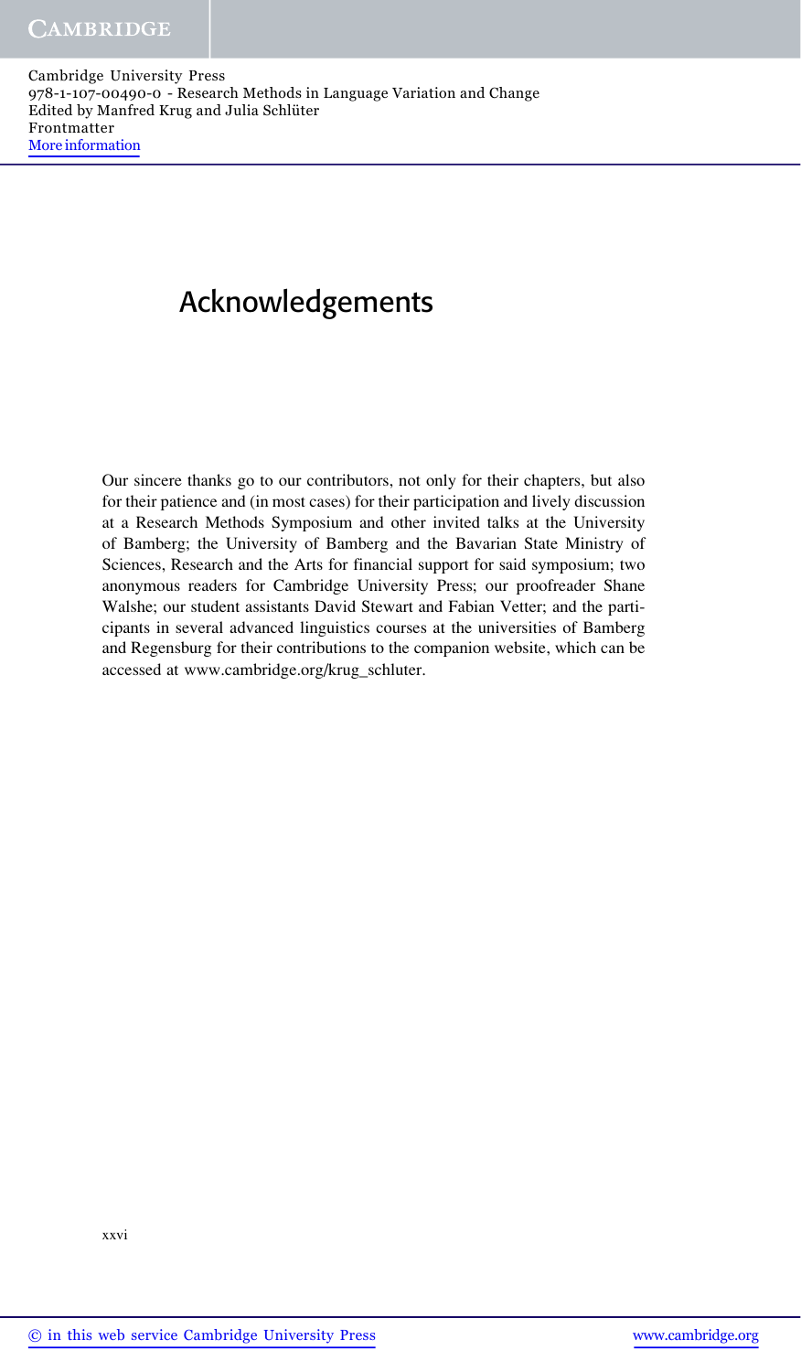# Acknowledgements

Our sincere thanks go to our contributors, not only for their chapters, but also for their patience and (in most cases) for their participation and lively discussion at a Research Methods Symposium and other invited talks at the University of Bamberg; the University of Bamberg and the Bavarian State Ministry of Sciences, Research and the Arts for financial support for said symposium; two anonymous readers for Cambridge University Press; our proofreader Shane Walshe; our student assistants David Stewart and Fabian Vetter; and the participants in several advanced linguistics courses at the universities of Bamberg and Regensburg for their contributions to the companion website, which can be accessed at www.cambridge.org/krug_schluter.